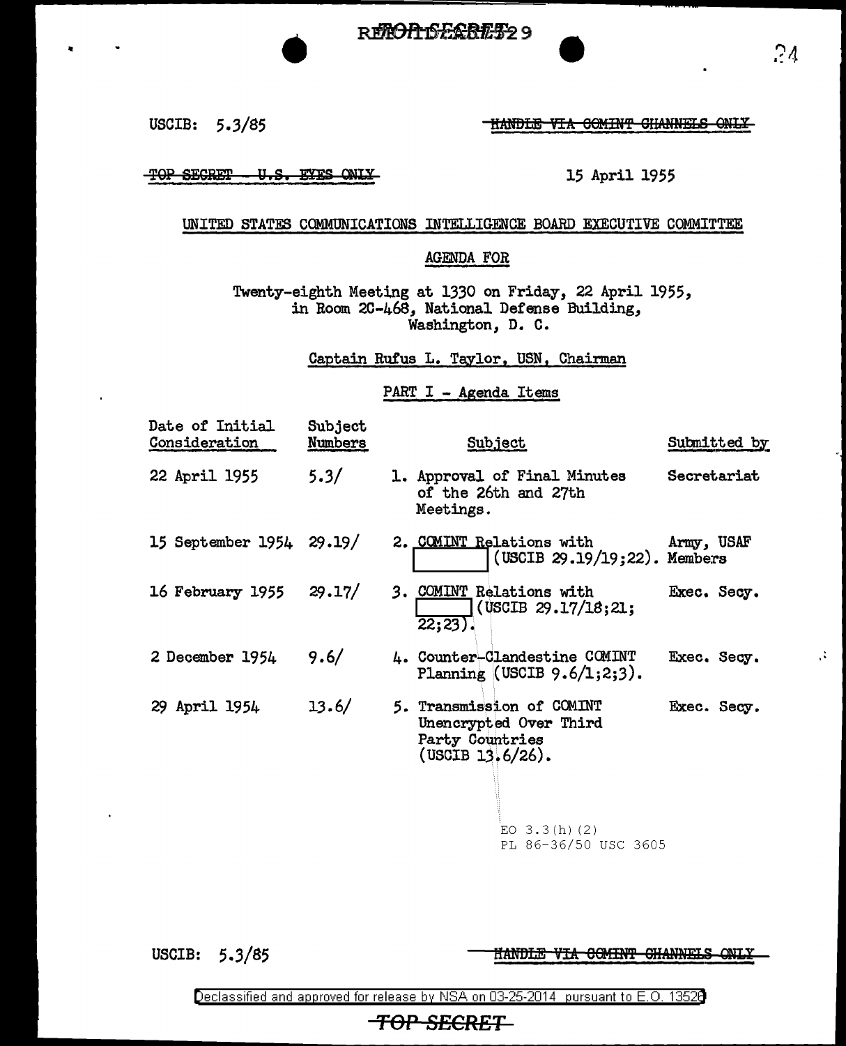REF ID:A523929

USCIB: 5.3/85

~~HANDLE VIA COMINT CHANNELS ONLY~~

~~TOP SECRET - U.S. EYES ONLY~~

15 April 1955

UNITED STATES COMMUNICATIONS INTELLIGENCE BOARD EXECUTIVE COMMITTEE

AGENDA FOR

Twenty-eighth Meeting at 1330 on Friday, 22 April 1955, in Room 2C-468, National Defense Building, Washington, D. C.

Captain Rufus L. Taylor, USN, Chairman

PART I - Agenda Items

| Date of Initial Consideration | Subject Numbers | Subject | Submitted by |
|---|---|---|---|
| 22 April 1955 | 5.3/ | 1. Approval of Final Minutes of the 26th and 27th Meetings. | Secretariat |
| 15 September 1954 | 29.19/ | 2. COMINT Relations with [ ] (USCIB 29.19/19;22). | Army, USAF Members |
| 16 February 1955 | 29.17/ | 3. COMINT Relations with [ ] (USCIB 29.17/18;21; 22;23). | Exec. Secy. |
| 2 December 1954 | 9.6/ | 4. Counter-Clandestine COMINT Planning (USCIB 9.6/1;2;3). | Exec. Secy. |
| 29 April 1954 | 13.6/ | 5. Transmission of COMINT Unencrypted Over Third Party Countries (USCIB 13.6/26). | Exec. Secy. |

EO 3.3(h)(2)
PL 86-36/50 USC 3605

USCIB: 5.3/85

~~HANDLE VIA COMINT CHANNELS ONLY~~

Declassified and approved for release by NSA on 03-25-2014 pursuant to E.O. 13526

~~TOP SECRET~~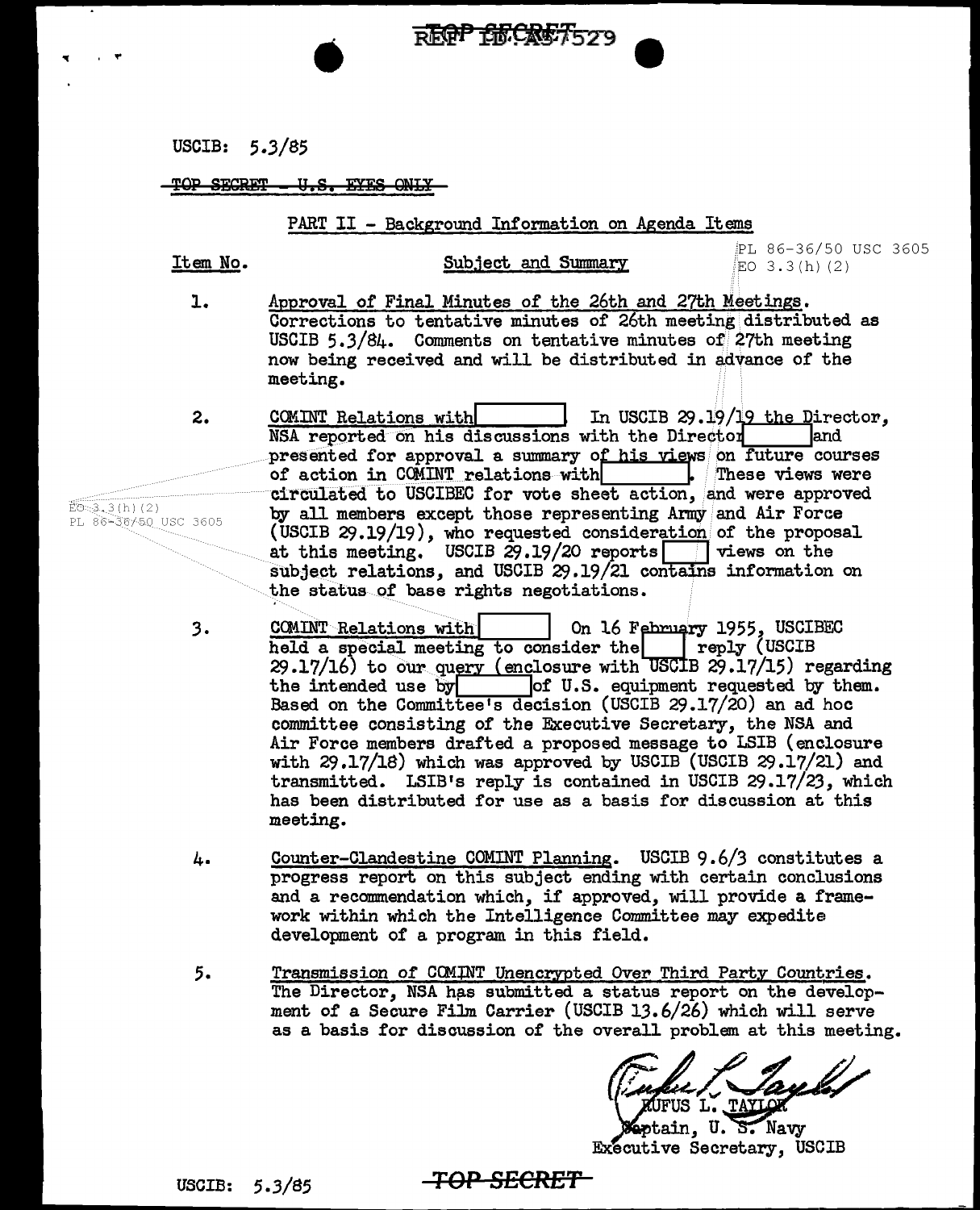USCIB: 5.3/85

~~TOP SECRET - U.S. EYES ONLY~~

PART II - Background Information on Agenda Items

PL 86-36/50 USC 3605
EO 3.3(h)(2)

| Item No. | Subject and Summary |
|---|---|
| 1. | Approval of Final Minutes of the 26th and 27th Meetings. Corrections to tentative minutes of 26th meeting distributed as USCIB 5.3/84. Comments on tentative minutes of 27th meeting now being received and will be distributed in advance of the meeting. |
| 2. | COMINT Relations with [ ]. In USCIB 29.19/19 the Director, NSA reported on his discussions with the Director [ ] and presented for approval a summary of his views on future courses of action in COMINT relations with [ ]. These views were circulated to USCIBEC for vote sheet action, and were approved by all members except those representing Army and Air Force (USCIB 29.19/19), who requested consideration of the proposal at this meeting. USCIB 29.19/20 reports [ ] views on the subject relations, and USCIB 29.19/21 contains information on the status of base rights negotiations. |
| 3. | COMINT Relations with [ ] On 16 February 1955, USCIBEC held a special meeting to consider the [ ] reply (USCIB 29.17/16) to our query (enclosure with USCIB 29.17/15) regarding the intended use by [ ] of U.S. equipment requested by them. Based on the Committee's decision (USCIB 29.17/20) an ad hoc committee consisting of the Executive Secretary, the NSA and Air Force members drafted a proposed message to LSIB (enclosure with 29.17/18) which was approved by USCIB (USCIB 29.17/21) and transmitted. LSIB's reply is contained in USCIB 29.17/23, which has been distributed for use as a basis for discussion at this meeting. |
| 4. | Counter-Clandestine COMINT Planning. USCIB 9.6/3 constitutes a progress report on this subject ending with certain conclusions and a recommendation which, if approved, will provide a framework within which the Intelligence Committee may expedite development of a program in this field. |
| 5. | Transmission of COMINT Unencrypted Over Third Party Countries. The Director, NSA has submitted a status report on the development of a Secure Film Carrier (USCIB 13.6/26) which will serve as a basis for discussion of the overall problem at this meeting. |

EO 3.3(h)(2)
PL 86-36/50 USC 3605

RUFUS L. TAYLOR
Captain, U. S. Navy
Executive Secretary, USCIB

USCIB: 5.3/85

**TOP SECRET**